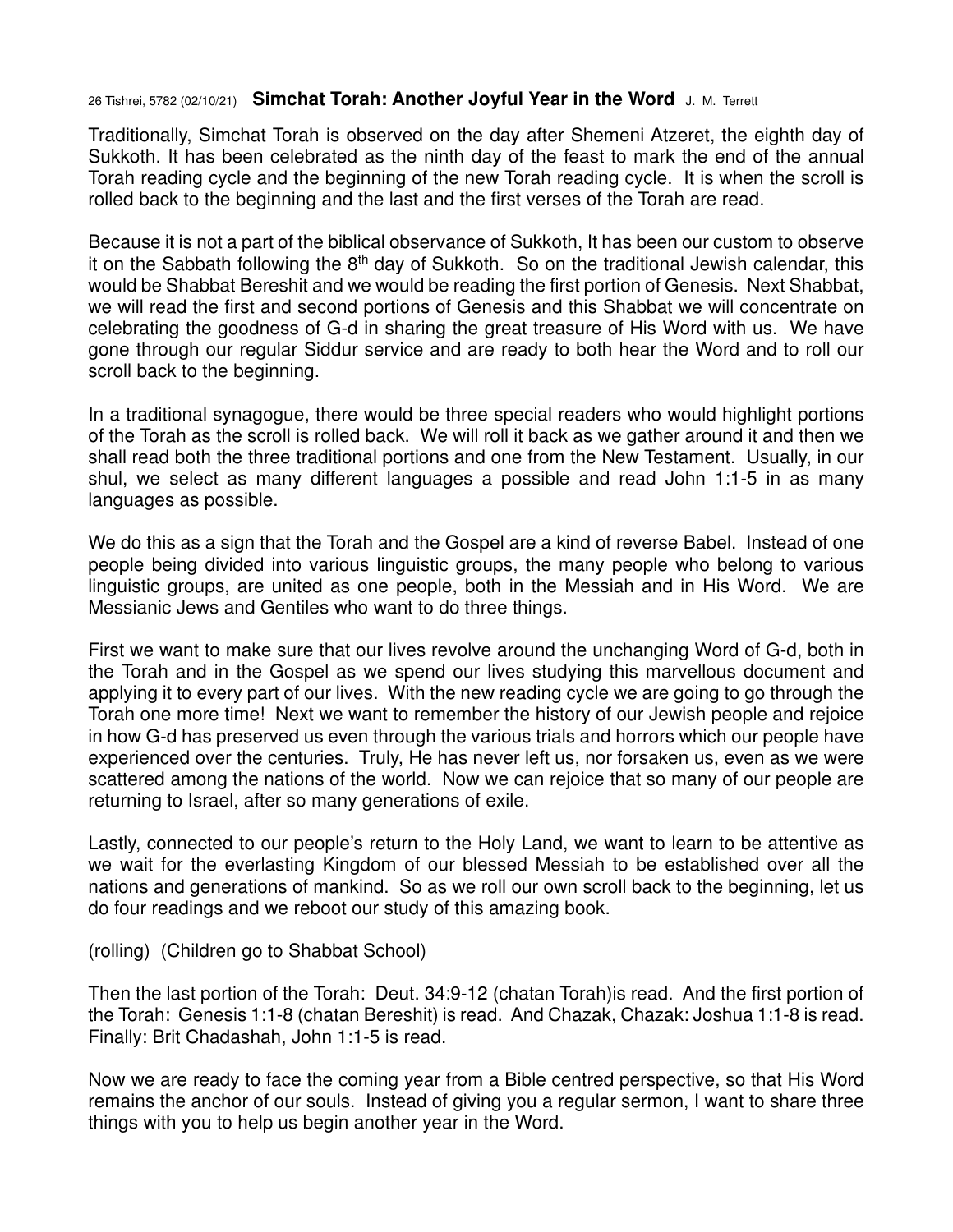26 Tishrei, 5782 (02/10/21) **Simchat Torah: Another Joyful Year in the Word** J. M. Terrett

Traditionally, Simchat Torah is observed on the day after Shemeni Atzeret, the eighth day of Sukkoth. It has been celebrated as the ninth day of the feast to mark the end of the annual Torah reading cycle and the beginning of the new Torah reading cycle. It is when the scroll is rolled back to the beginning and the last and the first verses of the Torah are read.

Because it is not a part of the biblical observance of Sukkoth, It has been our custom to observe it on the Sabbath following the 8th day of Sukkoth. So on the traditional Jewish calendar, this would be Shabbat Bereshit and we would be reading the first portion of Genesis. Next Shabbat, we will read the first and second portions of Genesis and this Shabbat we will concentrate on celebrating the goodness of G-d in sharing the great treasure of His Word with us. We have gone through our regular Siddur service and are ready to both hear the Word and to roll our scroll back to the beginning.

In a traditional synagogue, there would be three special readers who would highlight portions of the Torah as the scroll is rolled back. We will roll it back as we gather around it and then we shall read both the three traditional portions and one from the New Testament. Usually, in our shul, we select as many different languages a possible and read John 1:1-5 in as many languages as possible.

We do this as a sign that the Torah and the Gospel are a kind of reverse Babel. Instead of one people being divided into various linguistic groups, the many people who belong to various linguistic groups, are united as one people, both in the Messiah and in His Word. We are Messianic Jews and Gentiles who want to do three things.

First we want to make sure that our lives revolve around the unchanging Word of G-d, both in the Torah and in the Gospel as we spend our lives studying this marvellous document and applying it to every part of our lives. With the new reading cycle we are going to go through the Torah one more time! Next we want to remember the history of our Jewish people and rejoice in how G-d has preserved us even through the various trials and horrors which our people have experienced over the centuries. Truly, He has never left us, nor forsaken us, even as we were scattered among the nations of the world. Now we can rejoice that so many of our people are returning to Israel, after so many generations of exile.

Lastly, connected to our people's return to the Holy Land, we want to learn to be attentive as we wait for the everlasting Kingdom of our blessed Messiah to be established over all the nations and generations of mankind. So as we roll our own scroll back to the beginning, let us do four readings and we reboot our study of this amazing book.

(rolling) (Children go to Shabbat School)

Then the last portion of the Torah: Deut. 34:9-12 (chatan Torah)is read. And the first portion of the Torah: Genesis 1:1-8 (chatan Bereshit) is read. And Chazak, Chazak: Joshua 1:1-8 is read. Finally: Brit Chadashah, John 1:1-5 is read.

Now we are ready to face the coming year from a Bible centred perspective, so that His Word remains the anchor of our souls. Instead of giving you a regular sermon, I want to share three things with you to help us begin another year in the Word.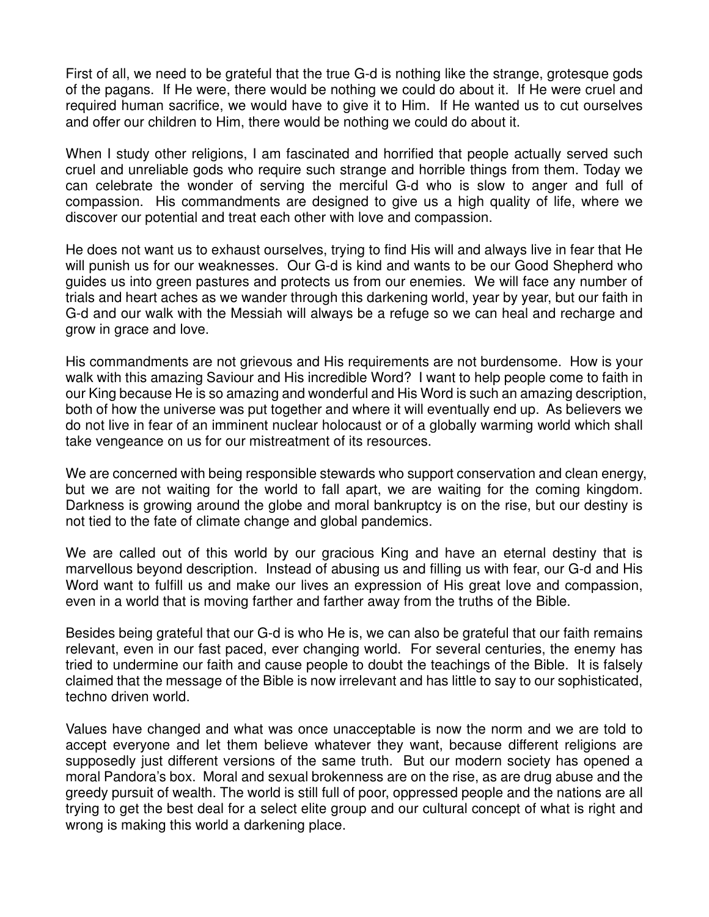First of all, we need to be grateful that the true G-d is nothing like the strange, grotesque gods of the pagans. If He were, there would be nothing we could do about it. If He were cruel and required human sacrifice, we would have to give it to Him. If He wanted us to cut ourselves and offer our children to Him, there would be nothing we could do about it.

When I study other religions, I am fascinated and horrified that people actually served such cruel and unreliable gods who require such strange and horrible things from them. Today we can celebrate the wonder of serving the merciful G-d who is slow to anger and full of compassion. His commandments are designed to give us a high quality of life, where we discover our potential and treat each other with love and compassion.

He does not want us to exhaust ourselves, trying to find His will and always live in fear that He will punish us for our weaknesses. Our G-d is kind and wants to be our Good Shepherd who guides us into green pastures and protects us from our enemies. We will face any number of trials and heart aches as we wander through this darkening world, year by year, but our faith in G-d and our walk with the Messiah will always be a refuge so we can heal and recharge and grow in grace and love.

His commandments are not grievous and His requirements are not burdensome. How is your walk with this amazing Saviour and His incredible Word? I want to help people come to faith in our King because He is so amazing and wonderful and His Word is such an amazing description, both of how the universe was put together and where it will eventually end up. As believers we do not live in fear of an imminent nuclear holocaust or of a globally warming world which shall take vengeance on us for our mistreatment of its resources.

We are concerned with being responsible stewards who support conservation and clean energy, but we are not waiting for the world to fall apart, we are waiting for the coming kingdom. Darkness is growing around the globe and moral bankruptcy is on the rise, but our destiny is not tied to the fate of climate change and global pandemics.

We are called out of this world by our gracious King and have an eternal destiny that is marvellous beyond description. Instead of abusing us and filling us with fear, our G-d and His Word want to fulfill us and make our lives an expression of His great love and compassion, even in a world that is moving farther and farther away from the truths of the Bible.

Besides being grateful that our G-d is who He is, we can also be grateful that our faith remains relevant, even in our fast paced, ever changing world. For several centuries, the enemy has tried to undermine our faith and cause people to doubt the teachings of the Bible. It is falsely claimed that the message of the Bible is now irrelevant and has little to say to our sophisticated, techno driven world.

Values have changed and what was once unacceptable is now the norm and we are told to accept everyone and let them believe whatever they want, because different religions are supposedly just different versions of the same truth. But our modern society has opened a moral Pandora's box. Moral and sexual brokenness are on the rise, as are drug abuse and the greedy pursuit of wealth. The world is still full of poor, oppressed people and the nations are all trying to get the best deal for a select elite group and our cultural concept of what is right and wrong is making this world a darkening place.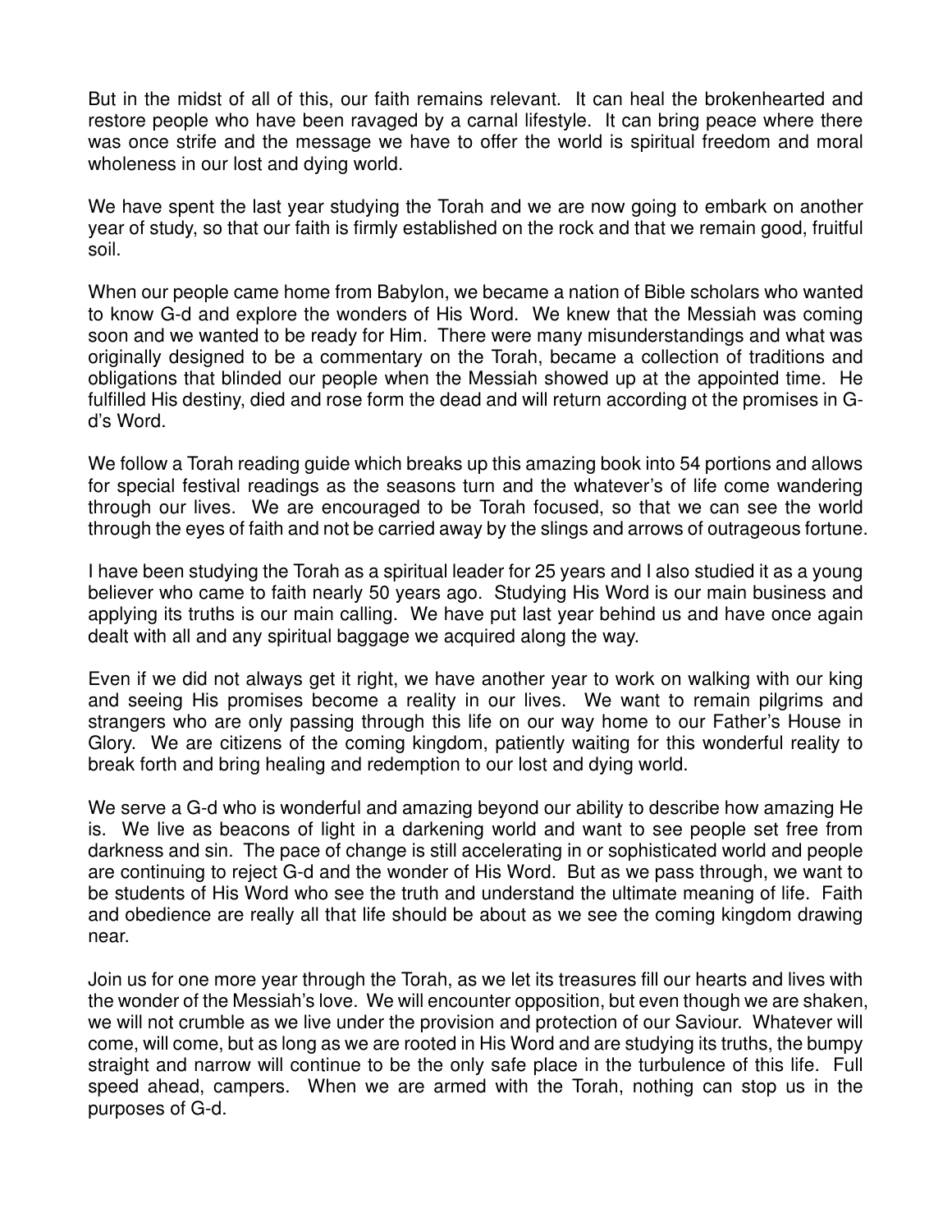But in the midst of all of this, our faith remains relevant. It can heal the brokenhearted and restore people who have been ravaged by a carnal lifestyle. It can bring peace where there was once strife and the message we have to offer the world is spiritual freedom and moral wholeness in our lost and dying world.

We have spent the last year studying the Torah and we are now going to embark on another year of study, so that our faith is firmly established on the rock and that we remain good, fruitful soil.

When our people came home from Babylon, we became a nation of Bible scholars who wanted to know G-d and explore the wonders of His Word. We knew that the Messiah was coming soon and we wanted to be ready for Him. There were many misunderstandings and what was originally designed to be a commentary on the Torah, became a collection of traditions and obligations that blinded our people when the Messiah showed up at the appointed time. He fulfilled His destiny, died and rose form the dead and will return according ot the promises in G-d's Word.

We follow a Torah reading guide which breaks up this amazing book into 54 portions and allows for special festival readings as the seasons turn and the whatever's of life come wandering through our lives. We are encouraged to be Torah focused, so that we can see the world through the eyes of faith and not be carried away by the slings and arrows of outrageous fortune.

I have been studying the Torah as a spiritual leader for 25 years and I also studied it as a young believer who came to faith nearly 50 years ago. Studying His Word is our main business and applying its truths is our main calling. We have put last year behind us and have once again dealt with all and any spiritual baggage we acquired along the way.

Even if we did not always get it right, we have another year to work on walking with our king and seeing His promises become a reality in our lives. We want to remain pilgrims and strangers who are only passing through this life on our way home to our Father's House in Glory. We are citizens of the coming kingdom, patiently waiting for this wonderful reality to break forth and bring healing and redemption to our lost and dying world.

We serve a G-d who is wonderful and amazing beyond our ability to describe how amazing He is. We live as beacons of light in a darkening world and want to see people set free from darkness and sin. The pace of change is still accelerating in or sophisticated world and people are continuing to reject G-d and the wonder of His Word. But as we pass through, we want to be students of His Word who see the truth and understand the ultimate meaning of life. Faith and obedience are really all that life should be about as we see the coming kingdom drawing near.

Join us for one more year through the Torah, as we let its treasures fill our hearts and lives with the wonder of the Messiah's love. We will encounter opposition, but even though we are shaken, we will not crumble as we live under the provision and protection of our Saviour. Whatever will come, will come, but as long as we are rooted in His Word and are studying its truths, the bumpy straight and narrow will continue to be the only safe place in the turbulence of this life. Full speed ahead, campers. When we are armed with the Torah, nothing can stop us in the purposes of G-d.